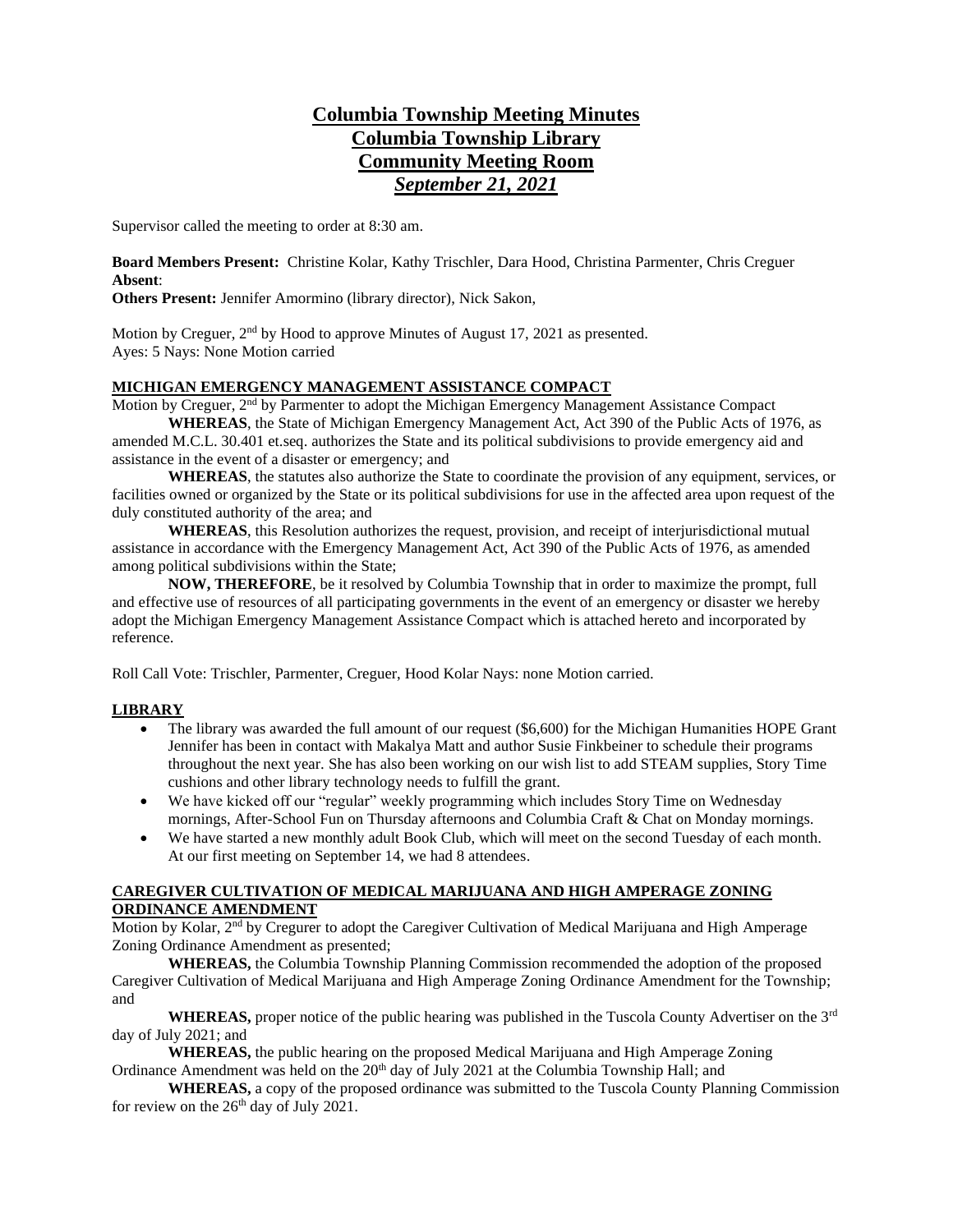# Columbia Township Meeting Minutes
# Columbia Township Library
# Community Meeting Room
# *September 21, 2021*

Supervisor called the meeting to order at 8:30 am.

**Board Members Present:** Christine Kolar, Kathy Trischler, Dara Hood, Christina Parmenter, Chris Creguer
**Absent**:
**Others Present:** Jennifer Amormino (library director), Nick Sakon,

Motion by Creguer, 2nd by Hood to approve Minutes of August 17, 2021 as presented.
Ayes: 5 Nays: None Motion carried

## MICHIGAN EMERGENCY MANAGEMENT ASSISTANCE COMPACT

Motion by Creguer, 2nd by Parmenter to adopt the Michigan Emergency Management Assistance Compact

**WHEREAS**, the State of Michigan Emergency Management Act, Act 390 of the Public Acts of 1976, as amended M.C.L. 30.401 et.seq. authorizes the State and its political subdivisions to provide emergency aid and assistance in the event of a disaster or emergency; and

**WHEREAS**, the statutes also authorize the State to coordinate the provision of any equipment, services, or facilities owned or organized by the State or its political subdivisions for use in the affected area upon request of the duly constituted authority of the area; and

**WHEREAS**, this Resolution authorizes the request, provision, and receipt of interjurisdictional mutual assistance in accordance with the Emergency Management Act, Act 390 of the Public Acts of 1976, as amended among political subdivisions within the State;

**NOW, THEREFORE**, be it resolved by Columbia Township that in order to maximize the prompt, full and effective use of resources of all participating governments in the event of an emergency or disaster we hereby adopt the Michigan Emergency Management Assistance Compact which is attached hereto and incorporated by reference.

Roll Call Vote: Trischler, Parmenter, Creguer, Hood Kolar Nays: none Motion carried.

## LIBRARY

- The library was awarded the full amount of our request ($6,600) for the Michigan Humanities HOPE Grant Jennifer has been in contact with Makalya Matt and author Susie Finkbeiner to schedule their programs throughout the next year. She has also been working on our wish list to add STEAM supplies, Story Time cushions and other library technology needs to fulfill the grant.
- We have kicked off our "regular" weekly programming which includes Story Time on Wednesday mornings, After-School Fun on Thursday afternoons and Columbia Craft & Chat on Monday mornings.
- We have started a new monthly adult Book Club, which will meet on the second Tuesday of each month. At our first meeting on September 14, we had 8 attendees.

## CAREGIVER CULTIVATION OF MEDICAL MARIJUANA AND HIGH AMPERAGE ZONING ORDINANCE AMENDMENT

Motion by Kolar, 2nd by Cregurer to adopt the Caregiver Cultivation of Medical Marijuana and High Amperage Zoning Ordinance Amendment as presented;

**WHEREAS,** the Columbia Township Planning Commission recommended the adoption of the proposed Caregiver Cultivation of Medical Marijuana and High Amperage Zoning Ordinance Amendment for the Township; and

**WHEREAS,** proper notice of the public hearing was published in the Tuscola County Advertiser on the 3rd day of July 2021; and

**WHEREAS,** the public hearing on the proposed Medical Marijuana and High Amperage Zoning Ordinance Amendment was held on the 20th day of July 2021 at the Columbia Township Hall; and

**WHEREAS,** a copy of the proposed ordinance was submitted to the Tuscola County Planning Commission for review on the 26th day of July 2021.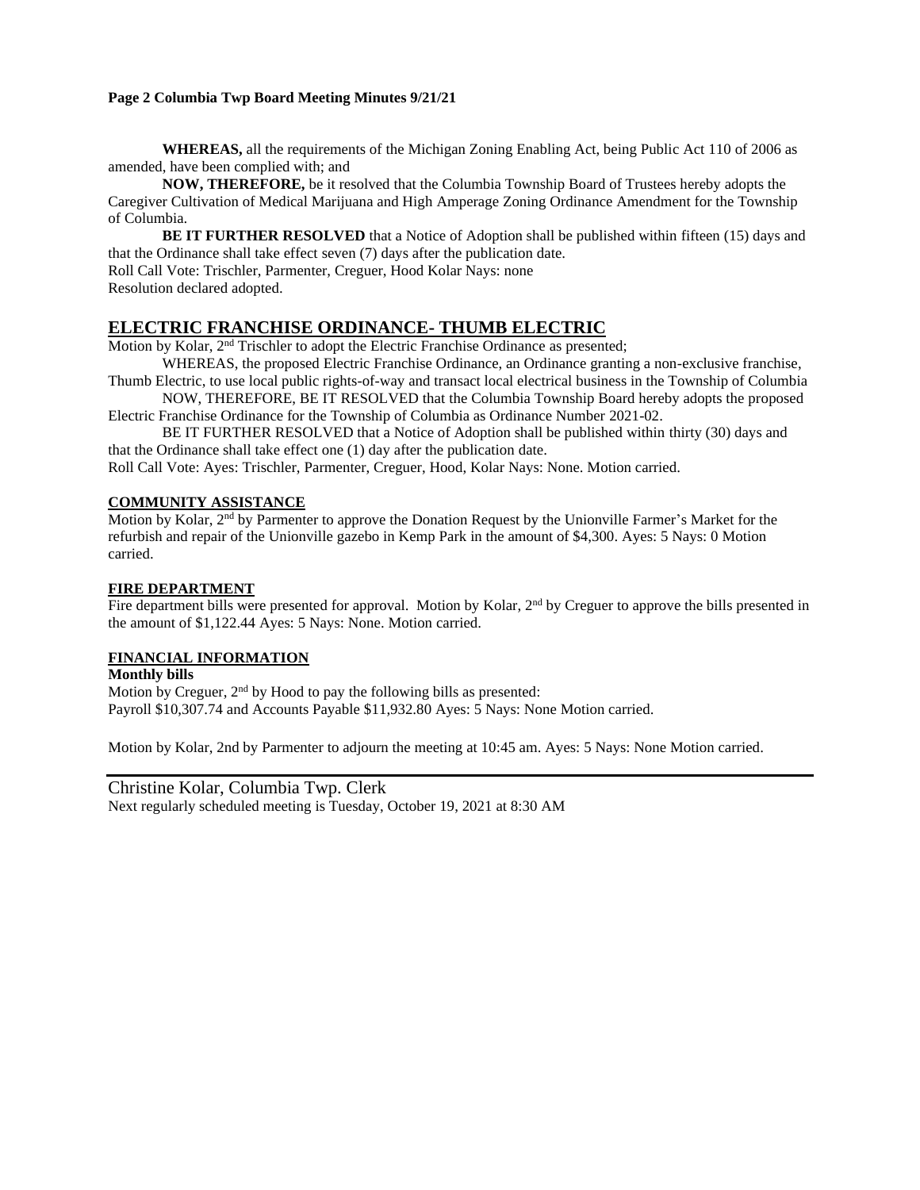**WHEREAS,** all the requirements of the Michigan Zoning Enabling Act, being Public Act 110 of 2006 as amended, have been complied with; and

**NOW, THEREFORE,** be it resolved that the Columbia Township Board of Trustees hereby adopts the Caregiver Cultivation of Medical Marijuana and High Amperage Zoning Ordinance Amendment for the Township of Columbia.

**BE IT FURTHER RESOLVED** that a Notice of Adoption shall be published within fifteen (15) days and that the Ordinance shall take effect seven (7) days after the publication date.

Roll Call Vote: Trischler, Parmenter, Creguer, Hood Kolar Nays: none

Resolution declared adopted.

## ELECTRIC FRANCHISE ORDINANCE- THUMB ELECTRIC

Motion by Kolar, 2nd Trischler to adopt the Electric Franchise Ordinance as presented;

WHEREAS, the proposed Electric Franchise Ordinance, an Ordinance granting a non-exclusive franchise, Thumb Electric, to use local public rights-of-way and transact local electrical business in the Township of Columbia

NOW, THEREFORE, BE IT RESOLVED that the Columbia Township Board hereby adopts the proposed Electric Franchise Ordinance for the Township of Columbia as Ordinance Number 2021-02.

BE IT FURTHER RESOLVED that a Notice of Adoption shall be published within thirty (30) days and that the Ordinance shall take effect one (1) day after the publication date.

Roll Call Vote: Ayes: Trischler, Parmenter, Creguer, Hood, Kolar Nays: None. Motion carried.

**COMMUNITY ASSISTANCE**

Motion by Kolar, 2nd by Parmenter to approve the Donation Request by the Unionville Farmer's Market for the refurbish and repair of the Unionville gazebo in Kemp Park in the amount of $4,300. Ayes: 5 Nays: 0 Motion carried.

**FIRE DEPARTMENT**

Fire department bills were presented for approval. Motion by Kolar, 2nd by Creguer to approve the bills presented in the amount of $1,122.44 Ayes: 5 Nays: None. Motion carried.

**FINANCIAL INFORMATION**

**Monthly bills**

Motion by Creguer, 2nd by Hood to pay the following bills as presented:
Payroll $10,307.74 and Accounts Payable $11,932.80 Ayes: 5 Nays: None Motion carried.

Motion by Kolar, 2nd by Parmenter to adjourn the meeting at 10:45 am. Ayes: 5 Nays: None Motion carried.

---

Christine Kolar, Columbia Twp. Clerk

Next regularly scheduled meeting is Tuesday, October 19, 2021 at 8:30 AM